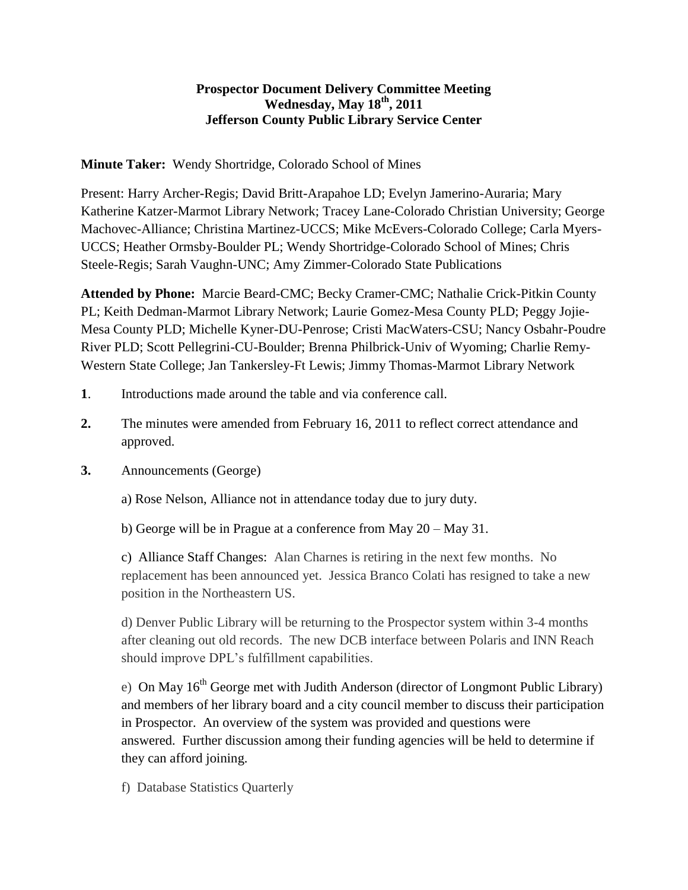**Prospector Document Delivery Committee Meeting**
**Wednesday, May 18th, 2011**
**Jefferson County Public Library Service Center**

**Minute Taker:** Wendy Shortridge, Colorado School of Mines

Present: Harry Archer-Regis; David Britt-Arapahoe LD; Evelyn Jamerino-Auraria; Mary Katherine Katzer-Marmot Library Network; Tracey Lane-Colorado Christian University; George Machovec-Alliance; Christina Martinez-UCCS; Mike McEvers-Colorado College; Carla Myers-UCCS; Heather Ormsby-Boulder PL; Wendy Shortridge-Colorado School of Mines; Chris Steele-Regis; Sarah Vaughn-UNC; Amy Zimmer-Colorado State Publications

**Attended by Phone:** Marcie Beard-CMC; Becky Cramer-CMC; Nathalie Crick-Pitkin County PL; Keith Dedman-Marmot Library Network; Laurie Gomez-Mesa County PLD; Peggy Jojie-Mesa County PLD; Michelle Kyner-DU-Penrose; Cristi MacWaters-CSU; Nancy Osbahr-Poudre River PLD; Scott Pellegrini-CU-Boulder; Brenna Philbrick-Univ of Wyoming; Charlie Remy-Western State College; Jan Tankersley-Ft Lewis; Jimmy Thomas-Marmot Library Network

**1**. Introductions made around the table and via conference call.

**2.** The minutes were amended from February 16, 2011 to reflect correct attendance and approved.

**3.** Announcements (George)

a) Rose Nelson, Alliance not in attendance today due to jury duty.

b) George will be in Prague at a conference from May 20 – May 31.

c) Alliance Staff Changes: Alan Charnes is retiring in the next few months. No replacement has been announced yet. Jessica Branco Colati has resigned to take a new position in the Northeastern US.

d) Denver Public Library will be returning to the Prospector system within 3-4 months after cleaning out old records. The new DCB interface between Polaris and INN Reach should improve DPL's fulfillment capabilities.

e) On May 16th George met with Judith Anderson (director of Longmont Public Library) and members of her library board and a city council member to discuss their participation in Prospector. An overview of the system was provided and questions were answered. Further discussion among their funding agencies will be held to determine if they can afford joining.

f) Database Statistics Quarterly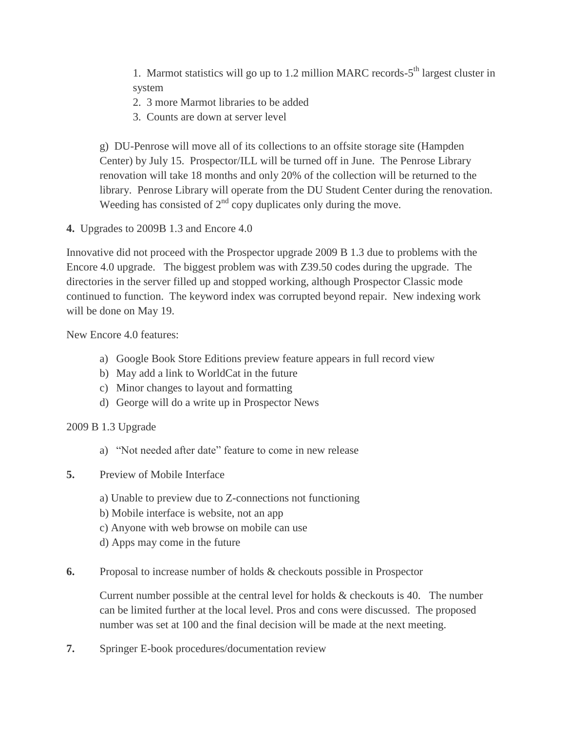1. Marmot statistics will go up to 1.2 million MARC records-5$^{th}$ largest cluster in system
2. 3 more Marmot libraries to be added
3. Counts are down at server level

g) DU-Penrose will move all of its collections to an offsite storage site (Hampden Center) by July 15. Prospector/ILL will be turned off in June. The Penrose Library renovation will take 18 months and only 20% of the collection will be returned to the library. Penrose Library will operate from the DU Student Center during the renovation. Weeding has consisted of 2$^{nd}$ copy duplicates only during the move.

**4.** Upgrades to 2009B 1.3 and Encore 4.0

Innovative did not proceed with the Prospector upgrade 2009 B 1.3 due to problems with the Encore 4.0 upgrade. The biggest problem was with Z39.50 codes during the upgrade. The directories in the server filled up and stopped working, although Prospector Classic mode continued to function. The keyword index was corrupted beyond repair. New indexing work will be done on May 19.

New Encore 4.0 features:

a) Google Book Store Editions preview feature appears in full record view
b) May add a link to WorldCat in the future
c) Minor changes to layout and formatting
d) George will do a write up in Prospector News

2009 B 1.3 Upgrade

a) "Not needed after date" feature to come in new release

**5.** Preview of Mobile Interface

a) Unable to preview due to Z-connections not functioning
b) Mobile interface is website, not an app
c) Anyone with web browse on mobile can use
d) Apps may come in the future

**6.** Proposal to increase number of holds & checkouts possible in Prospector

Current number possible at the central level for holds & checkouts is 40. The number can be limited further at the local level. Pros and cons were discussed. The proposed number was set at 100 and the final decision will be made at the next meeting.

**7.** Springer E-book procedures/documentation review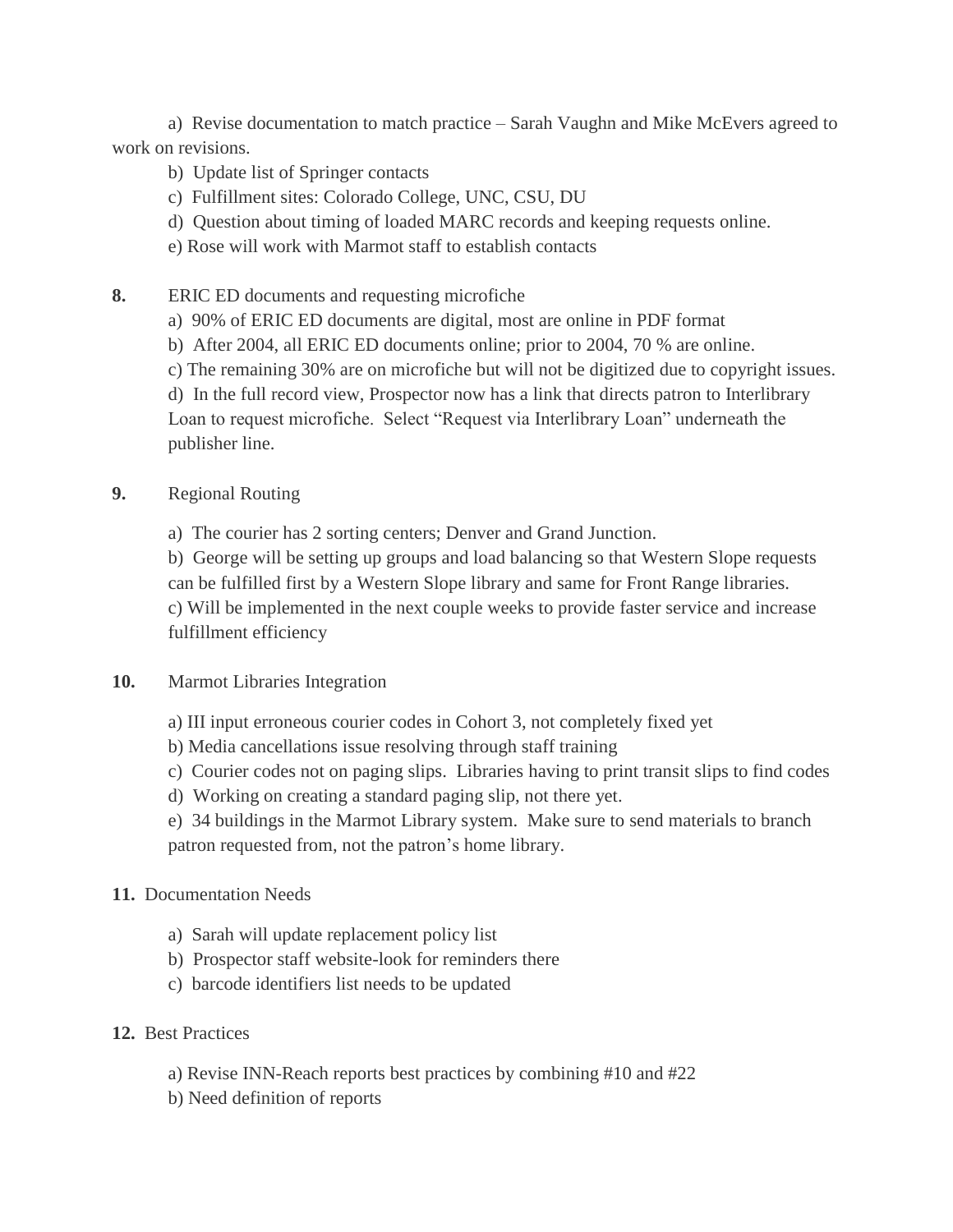a) Revise documentation to match practice – Sarah Vaughn and Mike McEvers agreed to work on revisions.

b) Update list of Springer contacts

c) Fulfillment sites: Colorado College, UNC, CSU, DU

d) Question about timing of loaded MARC records and keeping requests online.

e) Rose will work with Marmot staff to establish contacts

**8.** ERIC ED documents and requesting microfiche

a) 90% of ERIC ED documents are digital, most are online in PDF format

b) After 2004, all ERIC ED documents online; prior to 2004, 70 % are online.

c) The remaining 30% are on microfiche but will not be digitized due to copyright issues.

d) In the full record view, Prospector now has a link that directs patron to Interlibrary Loan to request microfiche. Select "Request via Interlibrary Loan" underneath the publisher line.

**9.** Regional Routing

a) The courier has 2 sorting centers; Denver and Grand Junction.

b) George will be setting up groups and load balancing so that Western Slope requests can be fulfilled first by a Western Slope library and same for Front Range libraries.

c) Will be implemented in the next couple weeks to provide faster service and increase fulfillment efficiency

**10.** Marmot Libraries Integration

a) III input erroneous courier codes in Cohort 3, not completely fixed yet

b) Media cancellations issue resolving through staff training

c) Courier codes not on paging slips. Libraries having to print transit slips to find codes

d) Working on creating a standard paging slip, not there yet.

e) 34 buildings in the Marmot Library system. Make sure to send materials to branch patron requested from, not the patron's home library.

**11.** Documentation Needs

a) Sarah will update replacement policy list

b) Prospector staff website-look for reminders there

c) barcode identifiers list needs to be updated

**12.** Best Practices

a) Revise INN-Reach reports best practices by combining #10 and #22

b) Need definition of reports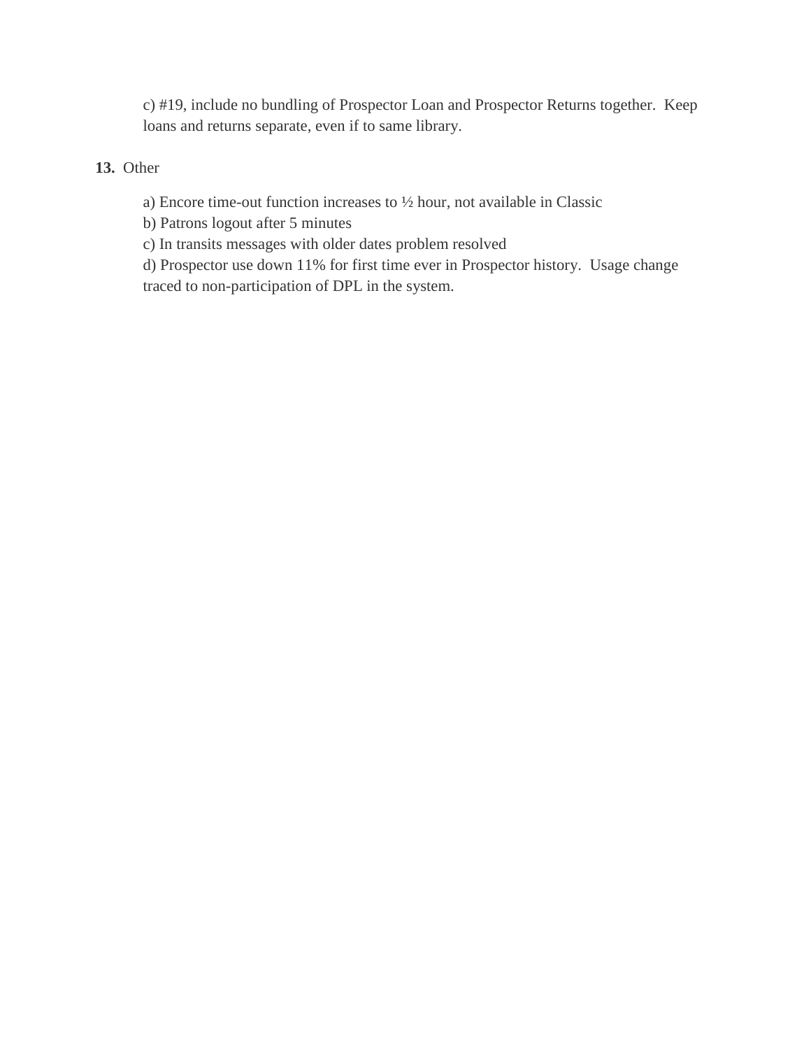c) #19, include no bundling of Prospector Loan and Prospector Returns together. Keep loans and returns separate, even if to same library.

**13.** Other

a) Encore time-out function increases to ½ hour, not available in Classic
b) Patrons logout after 5 minutes
c) In transits messages with older dates problem resolved
d) Prospector use down 11% for first time ever in Prospector history. Usage change traced to non-participation of DPL in the system.